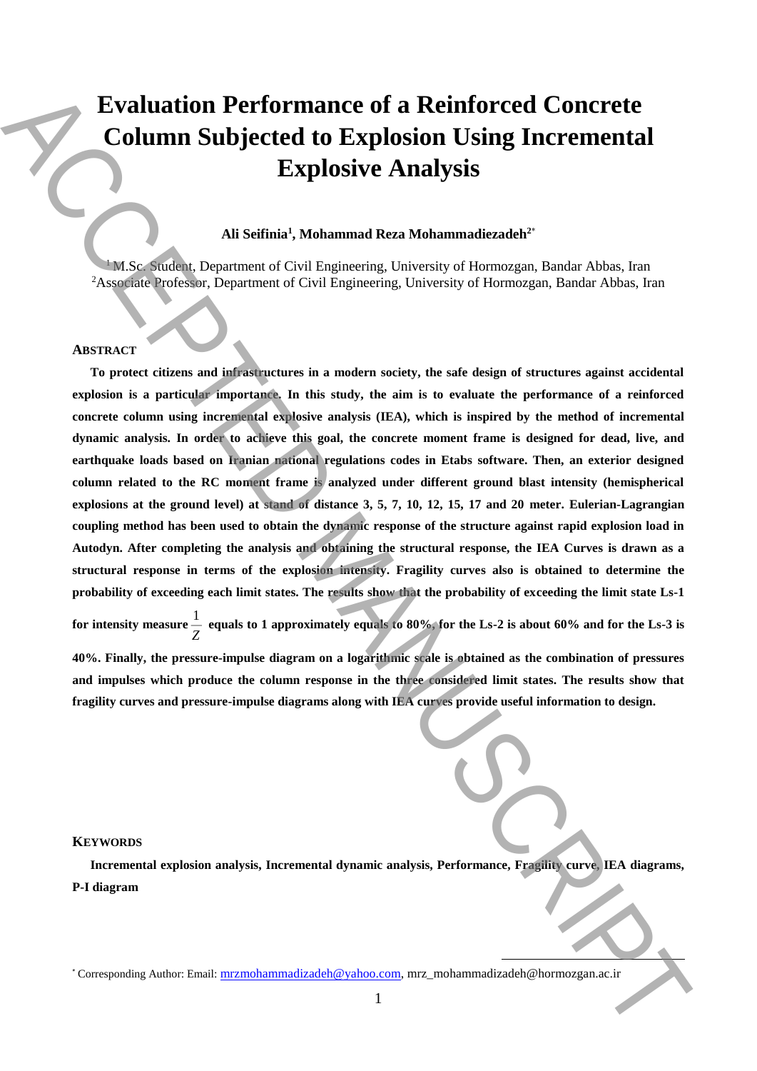# Evaluation Performance of a Reinforced Concrete Column Subjected to Explosion Using Incremental Explosive Analysis

**Ali Seifinia[1], Mohammad Reza Mohammadiezadeh[2*]**

[1] M.Sc. Student, Department of Civil Engineering, University of Hormozgan, Bandar Abbas, Iran
[2] Associate Professor, Department of Civil Engineering, University of Hormozgan, Bandar Abbas, Iran

## ABSTRACT

**To protect citizens and infrastructures in a modern society, the safe design of structures against accidental explosion is a particular importance. In this study, the aim is to evaluate the performance of a reinforced concrete column using incremental explosive analysis (IEA), which is inspired by the method of incremental dynamic analysis. In order to achieve this goal, the concrete moment frame is designed for dead, live, and earthquake loads based on Iranian national regulations codes in Etabs software. Then, an exterior designed column related to the RC moment frame is analyzed under different ground blast intensity (hemispherical explosions at the ground level) at stand of distance 3, 5, 7, 10, 12, 15, 17 and 20 meter. Eulerian-Lagrangian coupling method has been used to obtain the dynamic response of the structure against rapid explosion load in Autodyn. After completing the analysis and obtaining the structural response, the IEA Curves is drawn as a structural response in terms of the explosion intensity. Fragility curves also is obtained to determine the probability of exceeding each limit states. The results show that the probability of exceeding the limit state Ls-1 for intensity measure $\frac{1}{Z}$ equals to 1 approximately equals to 80%, for the Ls-2 is about 60% and for the Ls-3 is 40%. Finally, the pressure-impulse diagram on a logarithmic scale is obtained as the combination of pressures and impulses which produce the column response in the three considered limit states. The results show that fragility curves and pressure-impulse diagrams along with IEA curves provide useful information to design.**

## KEYWORDS

**Incremental explosion analysis, Incremental dynamic analysis, Performance, Fragility curve, IEA diagrams, P-I diagram**

---

* Corresponding Author: Email: mrzmohammadizadeh@yahoo.com, mrz_mohammadizadeh@hormozgan.ac.ir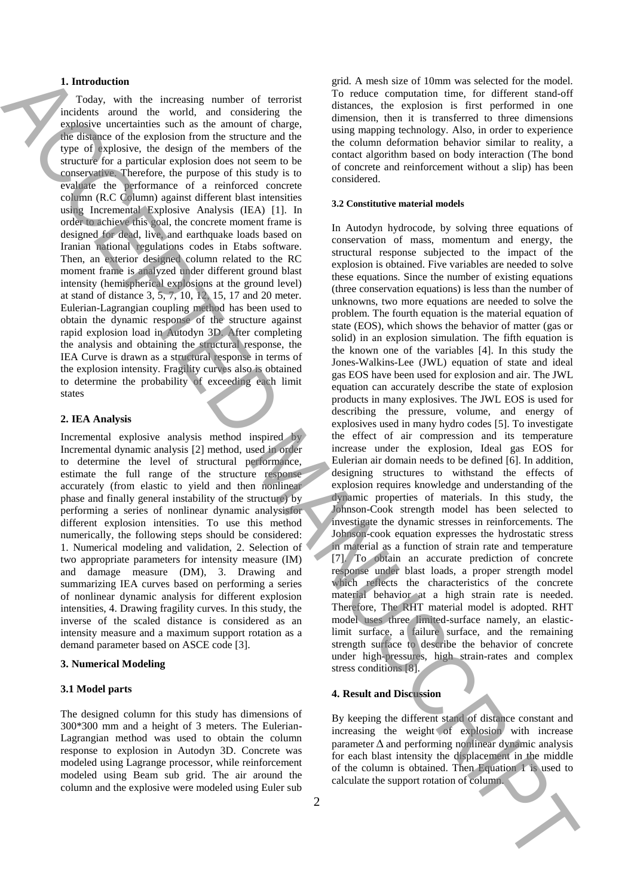## 1. Introduction

Today, with the increasing number of terrorist incidents around the world, and considering the explosive uncertainties such as the amount of charge, the distance of the explosion from the structure and the type of explosive, the design of the members of the structure for a particular explosion does not seem to be conservative. Therefore, the purpose of this study is to evaluate the performance of a reinforced concrete column (R.C Column) against different blast intensities using Incremental Explosive Analysis (IEA) [1]. In order to achieve this goal, the concrete moment frame is designed for dead, live, and earthquake loads based on Iranian national regulations codes in Etabs software. Then, an exterior designed column related to the RC moment frame is analyzed under different ground blast intensity (hemispherical explosions at the ground level) at stand of distance 3, 5, 7, 10, 12, 15, 17 and 20 meter. Eulerian-Lagrangian coupling method has been used to obtain the dynamic response of the structure against rapid explosion load in Autodyn 3D. After completing the analysis and obtaining the structural response, the IEA Curve is drawn as a structural response in terms of the explosion intensity. Fragility curves also is obtained to determine the probability of exceeding each limit states

## 2. IEA Analysis

Incremental explosive analysis method inspired by Incremental dynamic analysis [2] method, used in order to determine the level of structural performance, estimate the full range of the structure response accurately (from elastic to yield and then nonlinear phase and finally general instability of the structure) by performing a series of nonlinear dynamic analysisfor different explosion intensities. To use this method numerically, the following steps should be considered: 1. Numerical modeling and validation, 2. Selection of two appropriate parameters for intensity measure (IM) and damage measure (DM), 3. Drawing and summarizing IEA curves based on performing a series of nonlinear dynamic analysis for different explosion intensities, 4. Drawing fragility curves. In this study, the inverse of the scaled distance is considered as an intensity measure and a maximum support rotation as a demand parameter based on ASCE code [3].

## 3. Numerical Modeling

### 3.1 Model parts

The designed column for this study has dimensions of 300*300 mm and a height of 3 meters. The Eulerian-Lagrangian method was used to obtain the column response to explosion in Autodyn 3D. Concrete was modeled using Lagrange processor, while reinforcement modeled using Beam sub grid. The air around the column and the explosive were modeled using Euler sub grid. A mesh size of 10mm was selected for the model. To reduce computation time, for different stand-off distances, the explosion is first performed in one dimension, then it is transferred to three dimensions using mapping technology. Also, in order to experience the column deformation behavior similar to reality, a contact algorithm based on body interaction (The bond of concrete and reinforcement without a slip) has been considered.

### 3.2 Constitutive material models

In Autodyn hydrocode, by solving three equations of conservation of mass, momentum and energy, the structural response subjected to the impact of the explosion is obtained. Five variables are needed to solve these equations. Since the number of existing equations (three conservation equations) is less than the number of unknowns, two more equations are needed to solve the problem. The fourth equation is the material equation of state (EOS), which shows the behavior of matter (gas or solid) in an explosion simulation. The fifth equation is the known one of the variables [4]. In this study the Jones-Walkins-Lee (JWL) equation of state and ideal gas EOS have been used for explosion and air. The JWL equation can accurately describe the state of explosion products in many explosives. The JWL EOS is used for describing the pressure, volume, and energy of explosives used in many hydro codes [5]. To investigate the effect of air compression and its temperature increase under the explosion, Ideal gas EOS for Eulerian air domain needs to be defined [6]. In addition, designing structures to withstand the effects of explosion requires knowledge and understanding of the dynamic properties of materials. In this study, the Johnson-Cook strength model has been selected to investigate the dynamic stresses in reinforcements. The Johnson-cook equation expresses the hydrostatic stress in material as a function of strain rate and temperature [7]. To obtain an accurate prediction of concrete response under blast loads, a proper strength model which reflects the characteristics of the concrete material behavior at a high strain rate is needed. Therefore, The RHT material model is adopted. RHT model uses three limited-surface namely, an elastic-limit surface, a failure surface, and the remaining strength surface to describe the behavior of concrete under high-pressures, high strain-rates and complex stress conditions [8].

## 4. Result and Discussion

By keeping the different stand of distance constant and increasing the weight of explosion with increase parameter $\Delta$ and performing nonlinear dynamic analysis for each blast intensity the displacement in the middle of the column is obtained. Then Equation 1 is used to calculate the support rotation of column.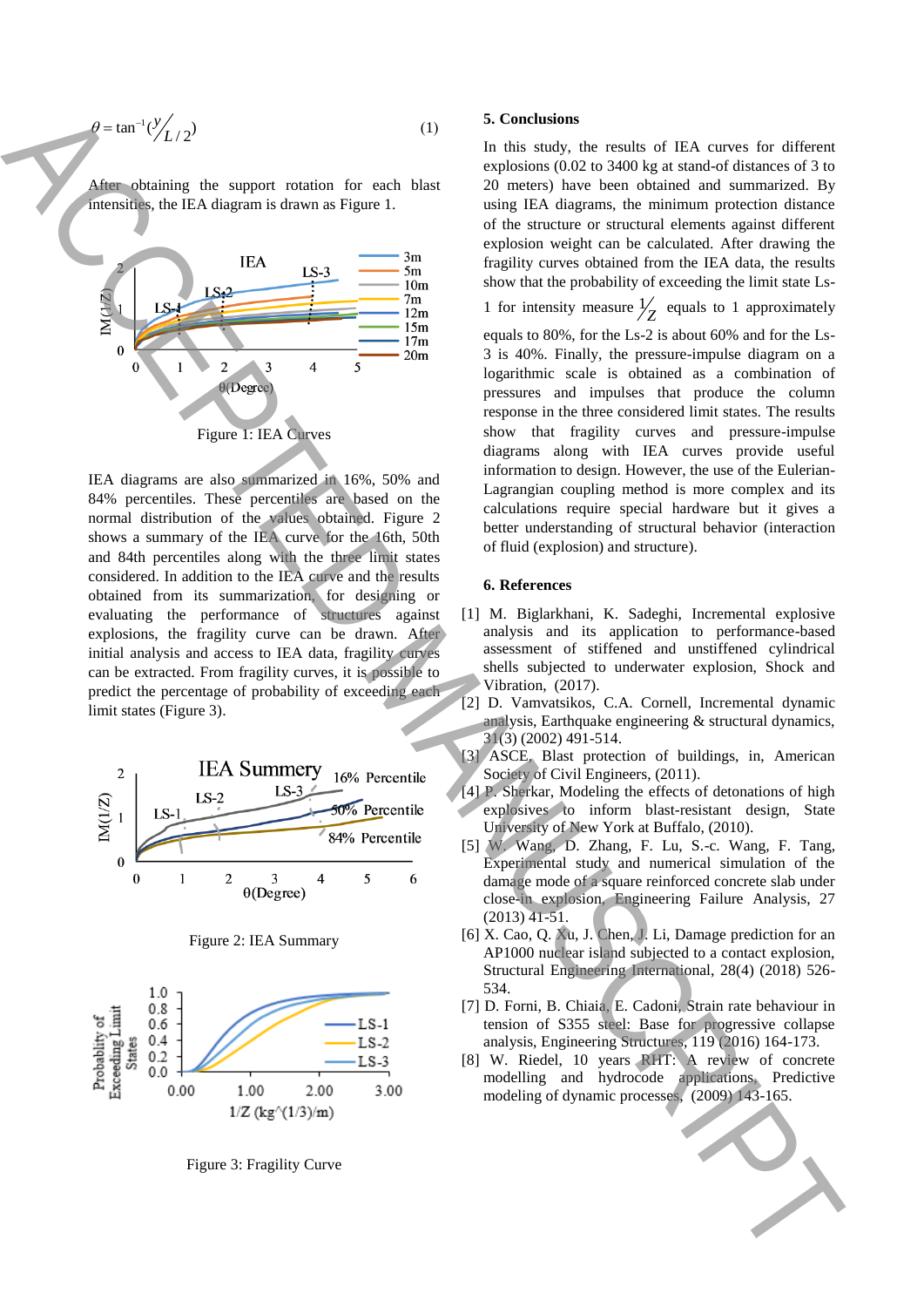$$\theta = \tan^{-1}(\frac{y}{L/2}) \tag{1}$$

After obtaining the support rotation for each blast intensities, the IEA diagram is drawn as Figure 1.

IEA
LS-1
LS-2
LS-3
IM(1/Z)
2
1
0
0 1 2 3 4 5
θ(Degree)
3m
5m
10m
7m
12m
15m
17m
20m

Figure 1: IEA Curves

IEA diagrams are also summarized in 16%, 50% and 84% percentiles. These percentiles are based on the normal distribution of the values obtained. Figure 2 shows a summary of the IEA curve for the 16th, 50th and 84th percentiles along with the three limit states considered. In addition to the IEA curve and the results obtained from its summarization, for designing or evaluating the performance of structures against explosions, the fragility curve can be drawn. After initial analysis and access to IEA data, fragility curves can be extracted. From fragility curves, it is possible to predict the percentage of probability of exceeding each limit states (Figure 3).

IEA Summery
LS-1
LS-2
LS-3
16% Percentile
50% Percentile
84% Percentile
IM(1/Z)
2
1
0
0 1 2 3 4 5 6
θ(Degree)

Figure 2: IEA Summary

Probability of Exceeding Limit States
1.0
0.8
0.6
0.4
0.2
0.0
0.00 1.00 2.00 3.00
1/Z (kg^(1/3)/m)
LS-1
LS-2
LS-3

Figure 3: Fragility Curve

## 5. Conclusions

In this study, the results of IEA curves for different explosions (0.02 to 3400 kg at stand-of distances of 3 to 20 meters) have been obtained and summarized. By using IEA diagrams, the minimum protection distance of the structure or structural elements against different explosion weight can be calculated. After drawing the fragility curves obtained from the IEA data, the results show that the probability of exceeding the limit state Ls-1 for intensity measure $\frac{1}{Z}$ equals to 1 approximately equals to 80%, for the Ls-2 is about 60% and for the Ls-3 is 40%. Finally, the pressure-impulse diagram on a logarithmic scale is obtained as a combination of pressures and impulses that produce the column response in the three considered limit states. The results show that fragility curves and pressure-impulse diagrams along with IEA curves provide useful information to design. However, the use of the Eulerian-Lagrangian coupling method is more complex and its calculations require special hardware but it gives a better understanding of structural behavior (interaction of fluid (explosion) and structure).

## 6. References

[1] M. Biglarkhani, K. Sadeghi, Incremental explosive analysis and its application to performance-based assessment of stiffened and unstiffened cylindrical shells subjected to underwater explosion, Shock and Vibration, (2017).

[2] D. Vamvatsikos, C.A. Cornell, Incremental dynamic analysis, Earthquake engineering & structural dynamics, 31(3) (2002) 491-514.

[3] ASCE, Blast protection of buildings, in, American Society of Civil Engineers, (2011).

[4] P. Sherkar, Modeling the effects of detonations of high explosives to inform blast-resistant design, State University of New York at Buffalo, (2010).

[5] W. Wang, D. Zhang, F. Lu, S.-c. Wang, F. Tang, Experimental study and numerical simulation of the damage mode of a square reinforced concrete slab under close-in explosion, Engineering Failure Analysis, 27 (2013) 41-51.

[6] X. Cao, Q. Xu, J. Chen, J. Li, Damage prediction for an AP1000 nuclear island subjected to a contact explosion, Structural Engineering International, 28(4) (2018) 526-534.

[7] D. Forni, B. Chiaia, E. Cadoni, Strain rate behaviour in tension of S355 steel: Base for progressive collapse analysis, Engineering Structures, 119 (2016) 164-173.

[8] W. Riedel, 10 years RHT: A review of concrete modelling and hydrocode applications, Predictive modeling of dynamic processes, (2009) 143-165.